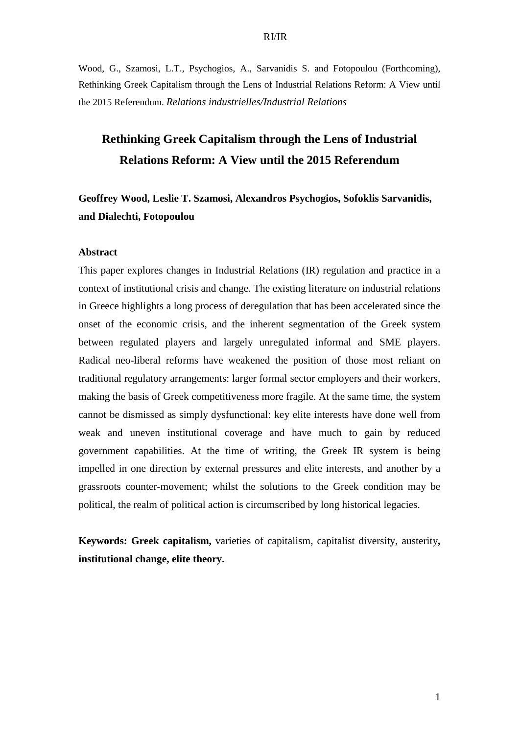Wood, G., Szamosi, L.T., Psychogios, A., Sarvanidis S. and Fotopoulou (Forthcoming), Rethinking Greek Capitalism through the Lens of Industrial Relations Reform: A View until the 2015 Referendum. *Relations industrielles/Industrial Relations*

# Rethinking Greek Capitalism through the Lens of Industrial Relations Reform: A View until the 2015 Referendum

**Geoffrey Wood, Leslie T. Szamosi, Alexandros Psychogios, Sofoklis Sarvanidis, and Dialechti, Fotopoulou**

## Abstract

This paper explores changes in Industrial Relations (IR) regulation and practice in a context of institutional crisis and change. The existing literature on industrial relations in Greece highlights a long process of deregulation that has been accelerated since the onset of the economic crisis, and the inherent segmentation of the Greek system between regulated players and largely unregulated informal and SME players. Radical neo-liberal reforms have weakened the position of those most reliant on traditional regulatory arrangements: larger formal sector employers and their workers, making the basis of Greek competitiveness more fragile. At the same time, the system cannot be dismissed as simply dysfunctional: key elite interests have done well from weak and uneven institutional coverage and have much to gain by reduced government capabilities. At the time of writing, the Greek IR system is being impelled in one direction by external pressures and elite interests, and another by a grassroots counter-movement; whilst the solutions to the Greek condition may be political, the realm of political action is circumscribed by long historical legacies.

**Keywords: Greek capitalism,** varieties of capitalism, capitalist diversity, austerity**, institutional change, elite theory.**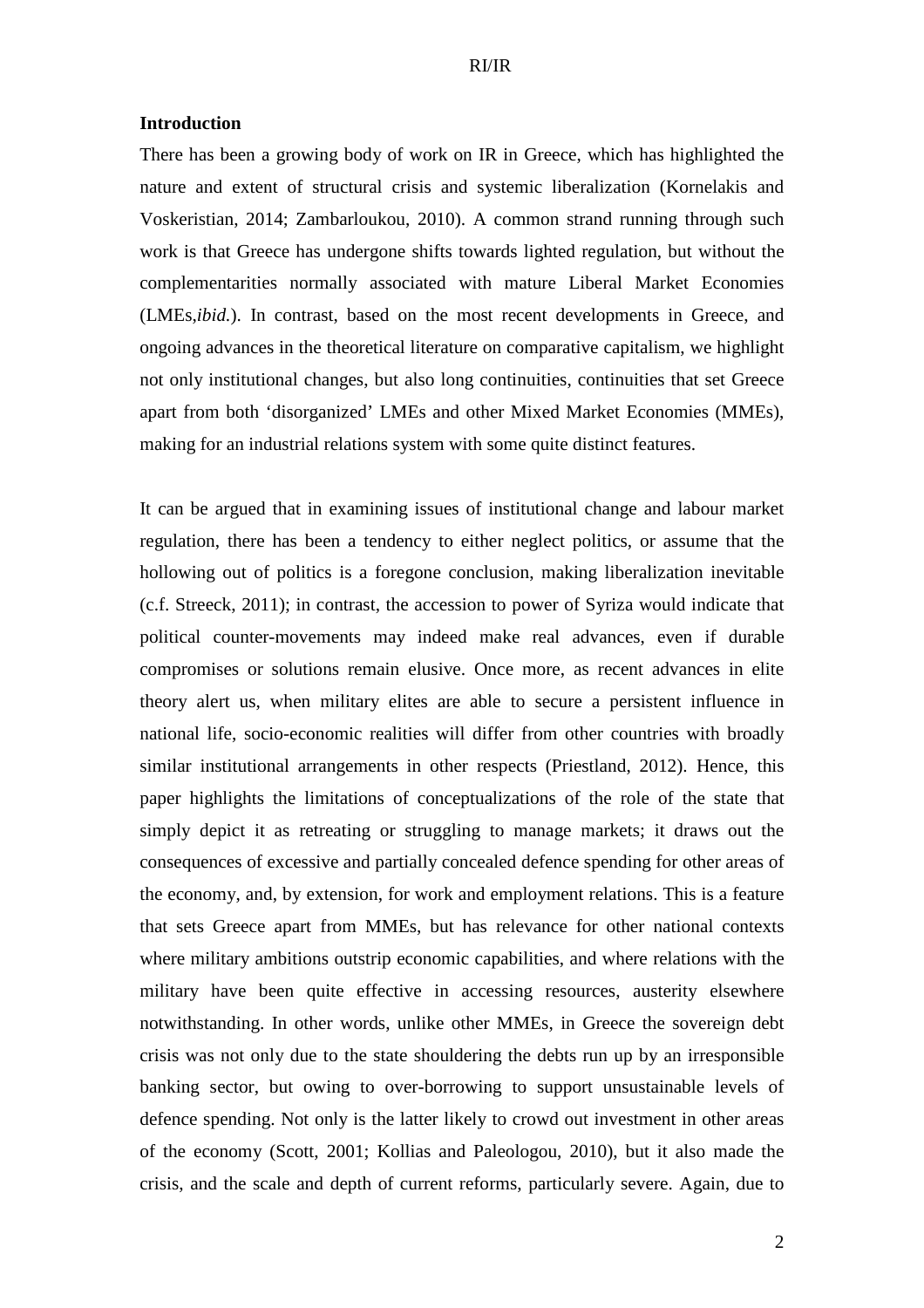**Introduction**

There has been a growing body of work on IR in Greece, which has highlighted the nature and extent of structural crisis and systemic liberalization (Kornelakis and Voskeristian, 2014; Zambarloukou, 2010). A common strand running through such work is that Greece has undergone shifts towards lighted regulation, but without the complementarities normally associated with mature Liberal Market Economies (LMEs,*ibid.*). In contrast, based on the most recent developments in Greece, and ongoing advances in the theoretical literature on comparative capitalism, we highlight not only institutional changes, but also long continuities, continuities that set Greece apart from both 'disorganized' LMEs and other Mixed Market Economies (MMEs), making for an industrial relations system with some quite distinct features.

It can be argued that in examining issues of institutional change and labour market regulation, there has been a tendency to either neglect politics, or assume that the hollowing out of politics is a foregone conclusion, making liberalization inevitable (c.f. Streeck, 2011); in contrast, the accession to power of Syriza would indicate that political counter-movements may indeed make real advances, even if durable compromises or solutions remain elusive. Once more, as recent advances in elite theory alert us, when military elites are able to secure a persistent influence in national life, socio-economic realities will differ from other countries with broadly similar institutional arrangements in other respects (Priestland, 2012). Hence, this paper highlights the limitations of conceptualizations of the role of the state that simply depict it as retreating or struggling to manage markets; it draws out the consequences of excessive and partially concealed defence spending for other areas of the economy, and, by extension, for work and employment relations. This is a feature that sets Greece apart from MMEs, but has relevance for other national contexts where military ambitions outstrip economic capabilities, and where relations with the military have been quite effective in accessing resources, austerity elsewhere notwithstanding. In other words, unlike other MMEs, in Greece the sovereign debt crisis was not only due to the state shouldering the debts run up by an irresponsible banking sector, but owing to over-borrowing to support unsustainable levels of defence spending. Not only is the latter likely to crowd out investment in other areas of the economy (Scott, 2001; Kollias and Paleologou, 2010), but it also made the crisis, and the scale and depth of current reforms, particularly severe. Again, due to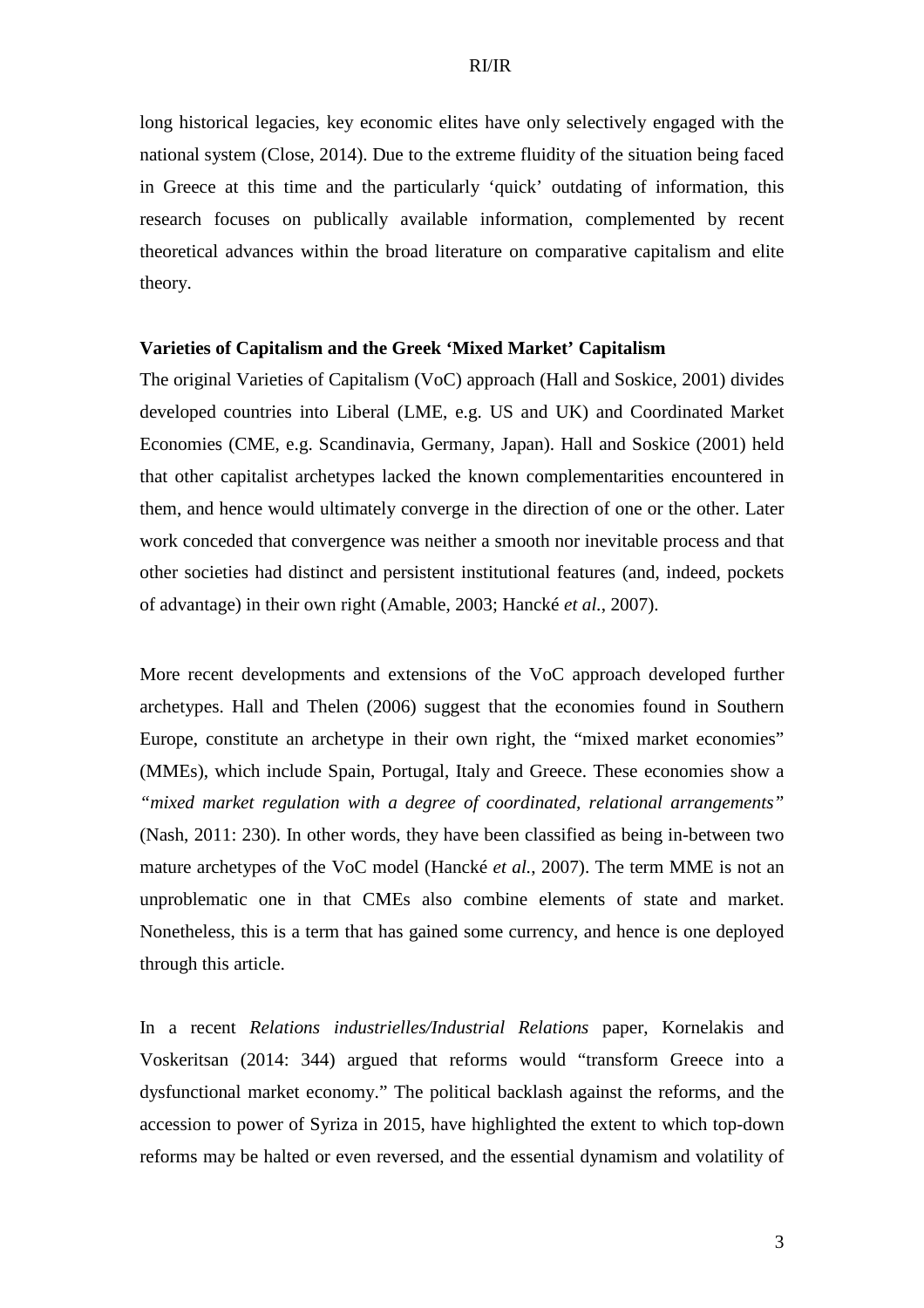long historical legacies, key economic elites have only selectively engaged with the national system (Close, 2014). Due to the extreme fluidity of the situation being faced in Greece at this time and the particularly 'quick' outdating of information, this research focuses on publically available information, complemented by recent theoretical advances within the broad literature on comparative capitalism and elite theory.

**Varieties of Capitalism and the Greek 'Mixed Market' Capitalism**

The original Varieties of Capitalism (VoC) approach (Hall and Soskice, 2001) divides developed countries into Liberal (LME, e.g. US and UK) and Coordinated Market Economies (CME, e.g. Scandinavia, Germany, Japan). Hall and Soskice (2001) held that other capitalist archetypes lacked the known complementarities encountered in them, and hence would ultimately converge in the direction of one or the other. Later work conceded that convergence was neither a smooth nor inevitable process and that other societies had distinct and persistent institutional features (and, indeed, pockets of advantage) in their own right (Amable, 2003; Hancké *et al.*, 2007).

More recent developments and extensions of the VoC approach developed further archetypes. Hall and Thelen (2006) suggest that the economies found in Southern Europe, constitute an archetype in their own right, the "mixed market economies" (MMEs), which include Spain, Portugal, Italy and Greece. These economies show a *"mixed market regulation with a degree of coordinated, relational arrangements"* (Nash, 2011: 230). In other words, they have been classified as being in-between two mature archetypes of the VoC model (Hancké *et al.*, 2007). The term MME is not an unproblematic one in that CMEs also combine elements of state and market. Nonetheless, this is a term that has gained some currency, and hence is one deployed through this article.

In a recent *Relations industrielles/Industrial Relations* paper, Kornelakis and Voskeritsan (2014: 344) argued that reforms would "transform Greece into a dysfunctional market economy." The political backlash against the reforms, and the accession to power of Syriza in 2015, have highlighted the extent to which top-down reforms may be halted or even reversed, and the essential dynamism and volatility of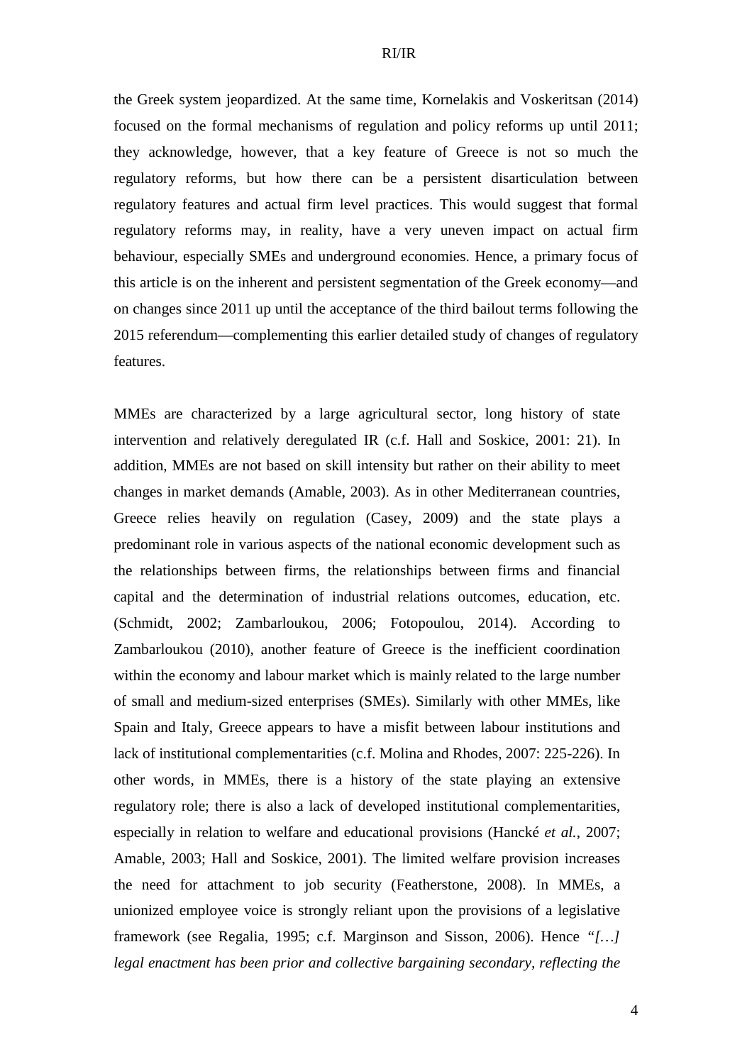the Greek system jeopardized. At the same time, Kornelakis and Voskeritsan (2014) focused on the formal mechanisms of regulation and policy reforms up until 2011; they acknowledge, however, that a key feature of Greece is not so much the regulatory reforms, but how there can be a persistent disarticulation between regulatory features and actual firm level practices. This would suggest that formal regulatory reforms may, in reality, have a very uneven impact on actual firm behaviour, especially SMEs and underground economies. Hence, a primary focus of this article is on the inherent and persistent segmentation of the Greek economy—and on changes since 2011 up until the acceptance of the third bailout terms following the 2015 referendum—complementing this earlier detailed study of changes of regulatory features.

MMEs are characterized by a large agricultural sector, long history of state intervention and relatively deregulated IR (c.f. Hall and Soskice, 2001: 21). In addition, MMEs are not based on skill intensity but rather on their ability to meet changes in market demands (Amable, 2003). As in other Mediterranean countries, Greece relies heavily on regulation (Casey, 2009) and the state plays a predominant role in various aspects of the national economic development such as the relationships between firms, the relationships between firms and financial capital and the determination of industrial relations outcomes, education, etc. (Schmidt, 2002; Zambarloukou, 2006; Fotopoulou, 2014). According to Zambarloukou (2010), another feature of Greece is the inefficient coordination within the economy and labour market which is mainly related to the large number of small and medium-sized enterprises (SMEs). Similarly with other MMEs, like Spain and Italy, Greece appears to have a misfit between labour institutions and lack of institutional complementarities (c.f. Molina and Rhodes, 2007: 225-226). In other words, in MMEs, there is a history of the state playing an extensive regulatory role; there is also a lack of developed institutional complementarities, especially in relation to welfare and educational provisions (Hancké *et al.*, 2007; Amable, 2003; Hall and Soskice, 2001). The limited welfare provision increases the need for attachment to job security (Featherstone, 2008). In MMEs, a unionized employee voice is strongly reliant upon the provisions of a legislative framework (see Regalia, 1995; c.f. Marginson and Sisson, 2006). Hence *"[…] legal enactment has been prior and collective bargaining secondary, reflecting the*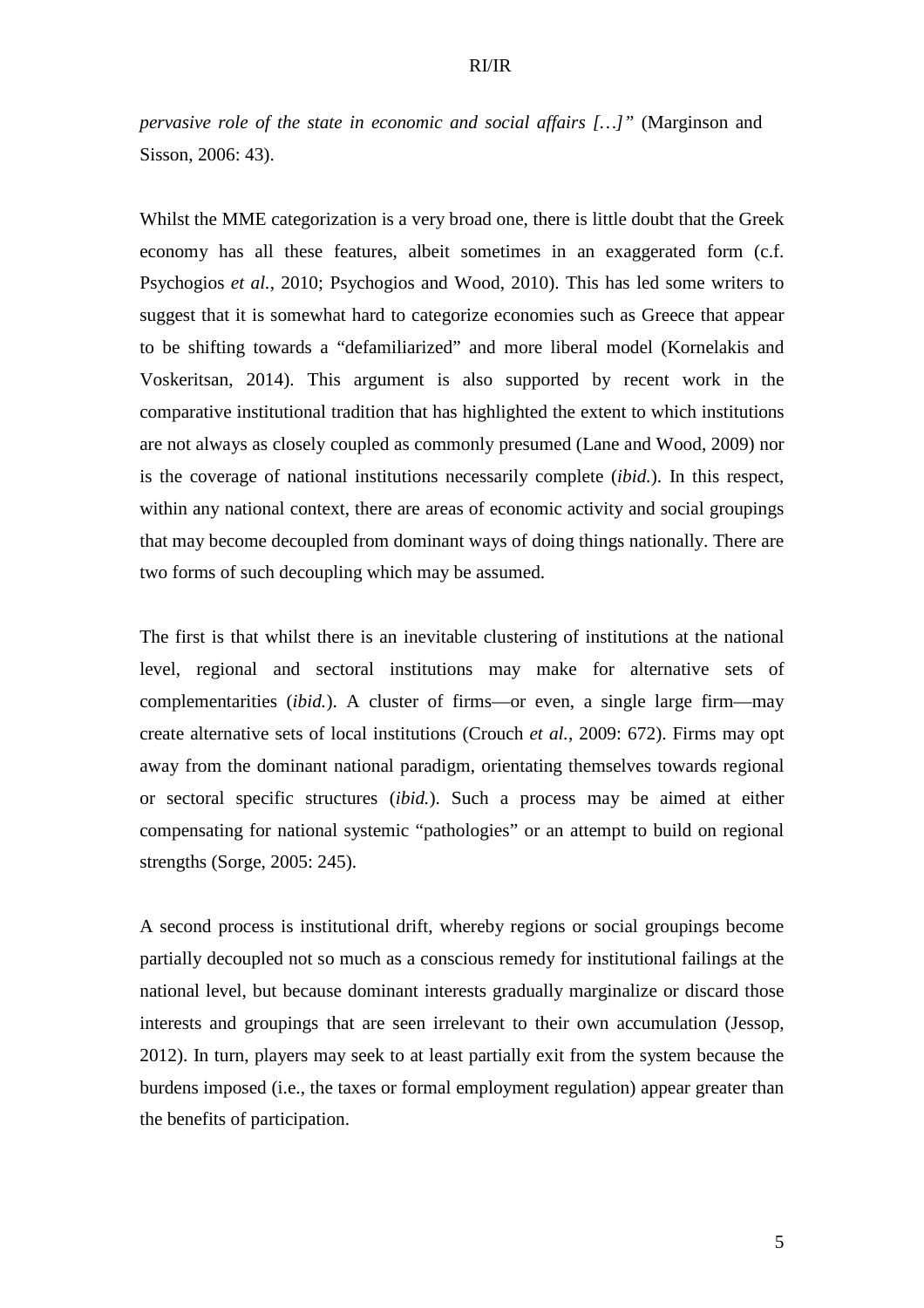*pervasive role of the state in economic and social affairs […]"* (Marginson and Sisson, 2006: 43).

Whilst the MME categorization is a very broad one, there is little doubt that the Greek economy has all these features, albeit sometimes in an exaggerated form (c.f. Psychogios *et al.*, 2010; Psychogios and Wood, 2010). This has led some writers to suggest that it is somewhat hard to categorize economies such as Greece that appear to be shifting towards a "defamiliarized" and more liberal model (Kornelakis and Voskeritsan, 2014). This argument is also supported by recent work in the comparative institutional tradition that has highlighted the extent to which institutions are not always as closely coupled as commonly presumed (Lane and Wood, 2009) nor is the coverage of national institutions necessarily complete (*ibid.*). In this respect, within any national context, there are areas of economic activity and social groupings that may become decoupled from dominant ways of doing things nationally. There are two forms of such decoupling which may be assumed.

The first is that whilst there is an inevitable clustering of institutions at the national level, regional and sectoral institutions may make for alternative sets of complementarities (*ibid.*). A cluster of firms—or even, a single large firm—may create alternative sets of local institutions (Crouch *et al.*, 2009: 672). Firms may opt away from the dominant national paradigm, orientating themselves towards regional or sectoral specific structures (*ibid.*). Such a process may be aimed at either compensating for national systemic "pathologies" or an attempt to build on regional strengths (Sorge, 2005: 245).

A second process is institutional drift, whereby regions or social groupings become partially decoupled not so much as a conscious remedy for institutional failings at the national level, but because dominant interests gradually marginalize or discard those interests and groupings that are seen irrelevant to their own accumulation (Jessop, 2012). In turn, players may seek to at least partially exit from the system because the burdens imposed (i.e., the taxes or formal employment regulation) appear greater than the benefits of participation.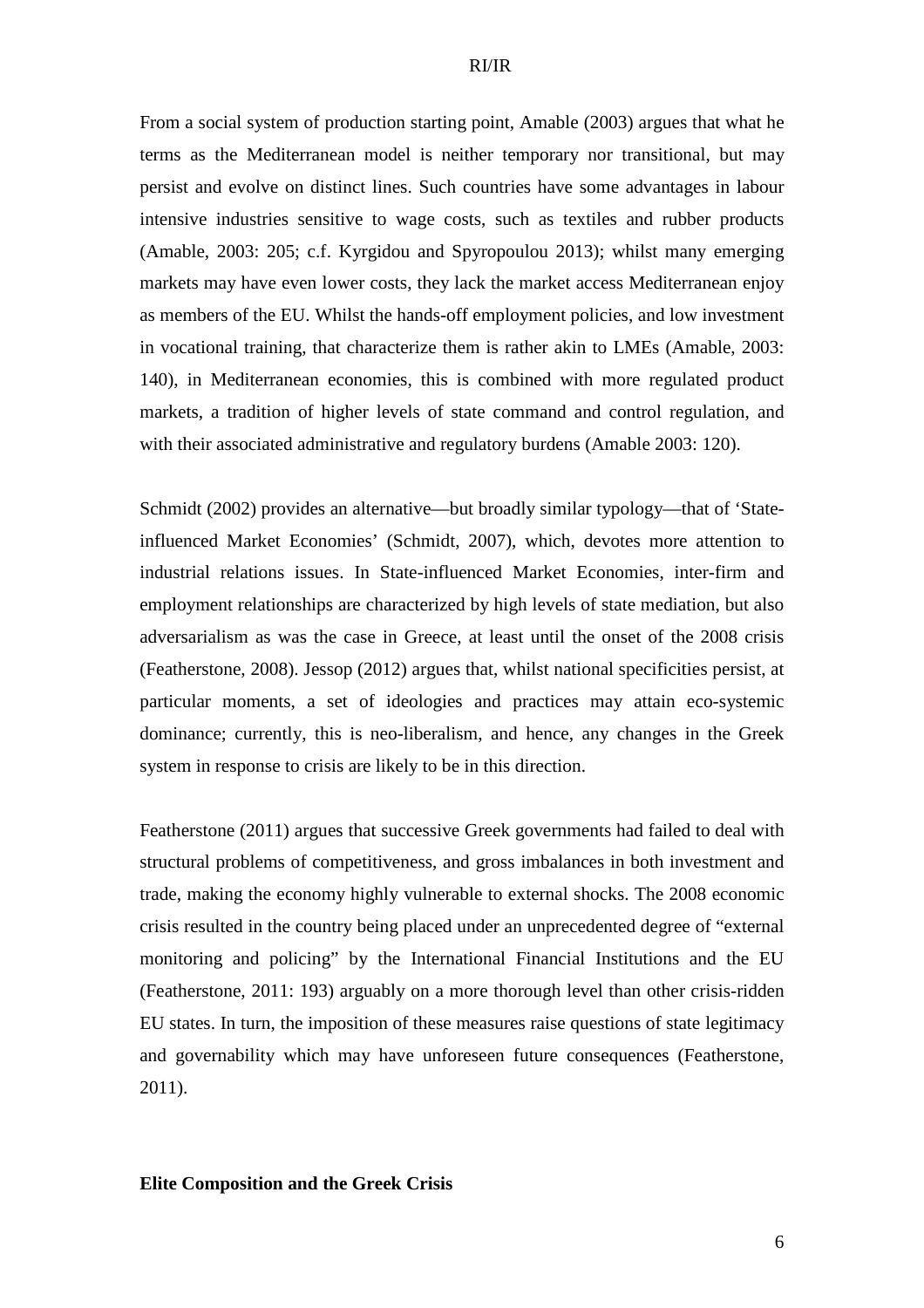From a social system of production starting point, Amable (2003) argues that what he terms as the Mediterranean model is neither temporary nor transitional, but may persist and evolve on distinct lines. Such countries have some advantages in labour intensive industries sensitive to wage costs, such as textiles and rubber products (Amable, 2003: 205; c.f. Kyrgidou and Spyropoulou 2013); whilst many emerging markets may have even lower costs, they lack the market access Mediterranean enjoy as members of the EU. Whilst the hands-off employment policies, and low investment in vocational training, that characterize them is rather akin to LMEs (Amable, 2003: 140), in Mediterranean economies, this is combined with more regulated product markets, a tradition of higher levels of state command and control regulation, and with their associated administrative and regulatory burdens (Amable 2003: 120).

Schmidt (2002) provides an alternative—but broadly similar typology—that of 'State-influenced Market Economies' (Schmidt, 2007), which, devotes more attention to industrial relations issues. In State-influenced Market Economies, inter-firm and employment relationships are characterized by high levels of state mediation, but also adversarialism as was the case in Greece, at least until the onset of the 2008 crisis (Featherstone, 2008). Jessop (2012) argues that, whilst national specificities persist, at particular moments, a set of ideologies and practices may attain eco-systemic dominance; currently, this is neo-liberalism, and hence, any changes in the Greek system in response to crisis are likely to be in this direction.

Featherstone (2011) argues that successive Greek governments had failed to deal with structural problems of competitiveness, and gross imbalances in both investment and trade, making the economy highly vulnerable to external shocks. The 2008 economic crisis resulted in the country being placed under an unprecedented degree of "external monitoring and policing" by the International Financial Institutions and the EU (Featherstone, 2011: 193) arguably on a more thorough level than other crisis-ridden EU states. In turn, the imposition of these measures raise questions of state legitimacy and governability which may have unforeseen future consequences (Featherstone, 2011).

## Elite Composition and the Greek Crisis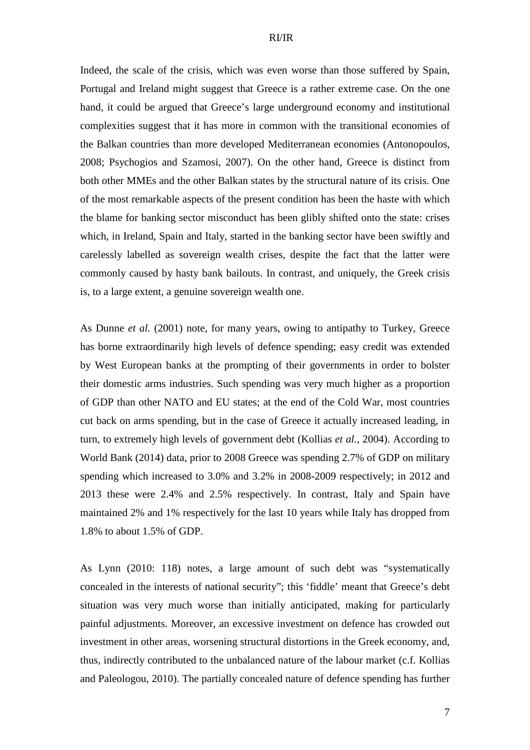Indeed, the scale of the crisis, which was even worse than those suffered by Spain, Portugal and Ireland might suggest that Greece is a rather extreme case. On the one hand, it could be argued that Greece's large underground economy and institutional complexities suggest that it has more in common with the transitional economies of the Balkan countries than more developed Mediterranean economies (Antonopoulos, 2008; Psychogios and Szamosi, 2007). On the other hand, Greece is distinct from both other MMEs and the other Balkan states by the structural nature of its crisis. One of the most remarkable aspects of the present condition has been the haste with which the blame for banking sector misconduct has been glibly shifted onto the state: crises which, in Ireland, Spain and Italy, started in the banking sector have been swiftly and carelessly labelled as sovereign wealth crises, despite the fact that the latter were commonly caused by hasty bank bailouts. In contrast, and uniquely, the Greek crisis is, to a large extent, a genuine sovereign wealth one.

As Dunne *et al.* (2001) note, for many years, owing to antipathy to Turkey, Greece has borne extraordinarily high levels of defence spending; easy credit was extended by West European banks at the prompting of their governments in order to bolster their domestic arms industries. Such spending was very much higher as a proportion of GDP than other NATO and EU states; at the end of the Cold War, most countries cut back on arms spending, but in the case of Greece it actually increased leading, in turn, to extremely high levels of government debt (Kollias *et al.*, 2004). According to World Bank (2014) data, prior to 2008 Greece was spending 2.7% of GDP on military spending which increased to 3.0% and 3.2% in 2008-2009 respectively; in 2012 and 2013 these were 2.4% and 2.5% respectively. In contrast, Italy and Spain have maintained 2% and 1% respectively for the last 10 years while Italy has dropped from 1.8% to about 1.5% of GDP.

As Lynn (2010: 118) notes, a large amount of such debt was "systematically concealed in the interests of national security"; this 'fiddle' meant that Greece's debt situation was very much worse than initially anticipated, making for particularly painful adjustments. Moreover, an excessive investment on defence has crowded out investment in other areas, worsening structural distortions in the Greek economy, and, thus, indirectly contributed to the unbalanced nature of the labour market (c.f. Kollias and Paleologou, 2010). The partially concealed nature of defence spending has further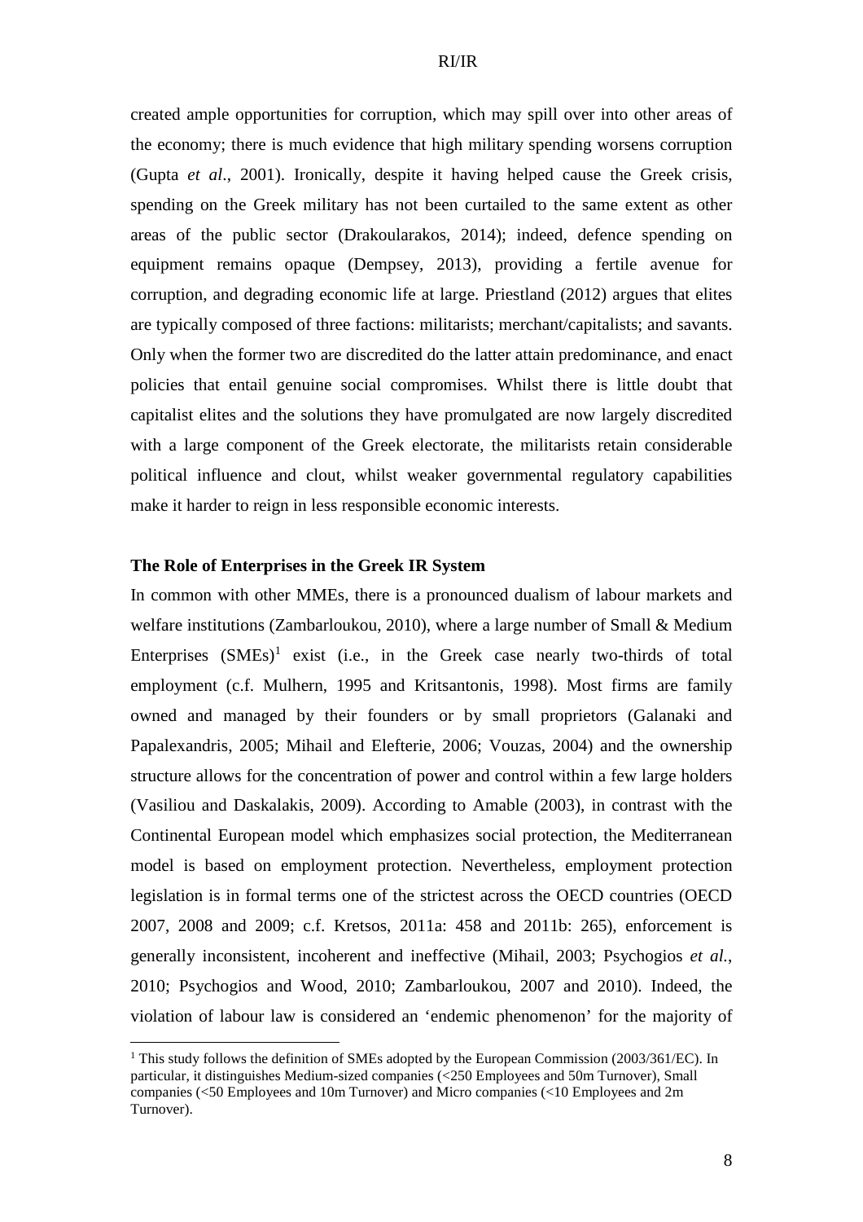created ample opportunities for corruption, which may spill over into other areas of the economy; there is much evidence that high military spending worsens corruption (Gupta *et al*., 2001). Ironically, despite it having helped cause the Greek crisis, spending on the Greek military has not been curtailed to the same extent as other areas of the public sector (Drakoularakos, 2014); indeed, defence spending on equipment remains opaque (Dempsey, 2013), providing a fertile avenue for corruption, and degrading economic life at large. Priestland (2012) argues that elites are typically composed of three factions: militarists; merchant/capitalists; and savants. Only when the former two are discredited do the latter attain predominance, and enact policies that entail genuine social compromises. Whilst there is little doubt that capitalist elites and the solutions they have promulgated are now largely discredited with a large component of the Greek electorate, the militarists retain considerable political influence and clout, whilst weaker governmental regulatory capabilities make it harder to reign in less responsible economic interests.

**The Role of Enterprises in the Greek IR System**

In common with other MMEs, there is a pronounced dualism of labour markets and welfare institutions (Zambarloukou, 2010), where a large number of Small & Medium Enterprises (SMEs)[1] exist (i.e., in the Greek case nearly two-thirds of total employment (c.f. Mulhern, 1995 and Kritsantonis, 1998). Most firms are family owned and managed by their founders or by small proprietors (Galanaki and Papalexandris, 2005; Mihail and Elefterie, 2006; Vouzas, 2004) and the ownership structure allows for the concentration of power and control within a few large holders (Vasiliou and Daskalakis, 2009). According to Amable (2003), in contrast with the Continental European model which emphasizes social protection, the Mediterranean model is based on employment protection. Nevertheless, employment protection legislation is in formal terms one of the strictest across the OECD countries (OECD 2007, 2008 and 2009; c.f. Kretsos, 2011a: 458 and 2011b: 265), enforcement is generally inconsistent, incoherent and ineffective (Mihail, 2003; Psychogios *et al*., 2010; Psychogios and Wood, 2010; Zambarloukou, 2007 and 2010). Indeed, the violation of labour law is considered an 'endemic phenomenon' for the majority of

[1] This study follows the definition of SMEs adopted by the European Commission (2003/361/EC). In particular, it distinguishes Medium-sized companies (<250 Employees and 50m Turnover), Small companies (<50 Employees and 10m Turnover) and Micro companies (<10 Employees and 2m Turnover).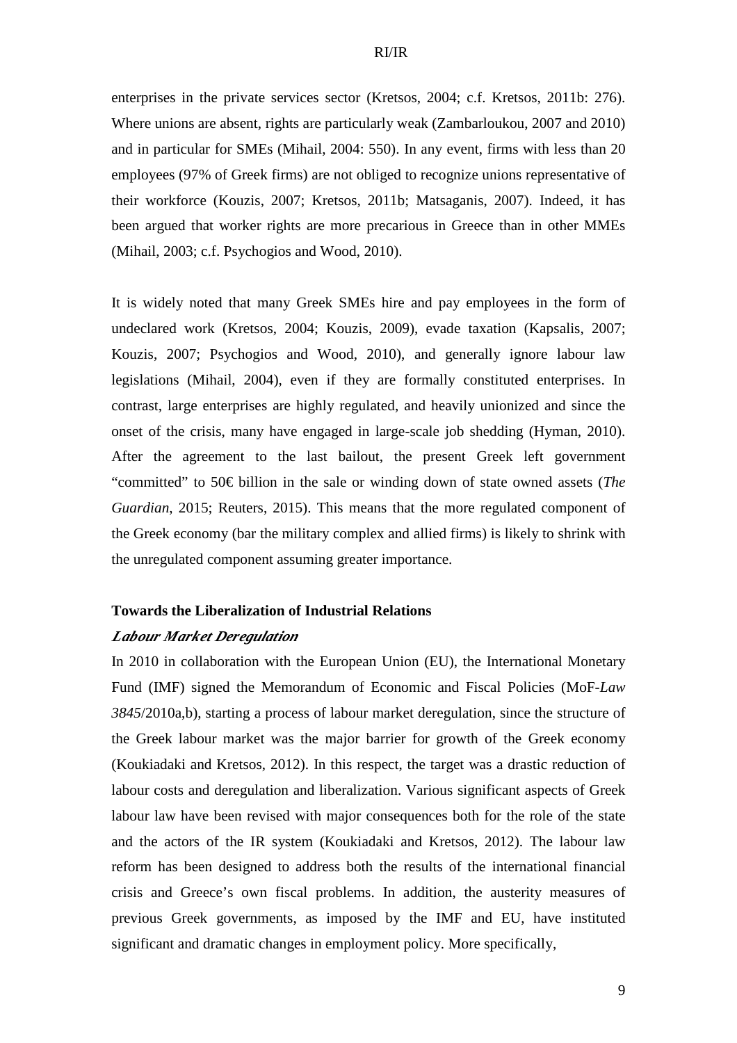enterprises in the private services sector (Kretsos, 2004; c.f. Kretsos, 2011b: 276). Where unions are absent, rights are particularly weak (Zambarloukou, 2007 and 2010) and in particular for SMEs (Mihail, 2004: 550). In any event, firms with less than 20 employees (97% of Greek firms) are not obliged to recognize unions representative of their workforce (Kouzis, 2007; Kretsos, 2011b; Matsaganis, 2007). Indeed, it has been argued that worker rights are more precarious in Greece than in other MMEs (Mihail, 2003; c.f. Psychogios and Wood, 2010).

It is widely noted that many Greek SMEs hire and pay employees in the form of undeclared work (Kretsos, 2004; Kouzis, 2009), evade taxation (Kapsalis, 2007; Kouzis, 2007; Psychogios and Wood, 2010), and generally ignore labour law legislations (Mihail, 2004), even if they are formally constituted enterprises. In contrast, large enterprises are highly regulated, and heavily unionized and since the onset of the crisis, many have engaged in large-scale job shedding (Hyman, 2010). After the agreement to the last bailout, the present Greek left government "committed" to 50€ billion in the sale or winding down of state owned assets (*The Guardian*, 2015; Reuters, 2015). This means that the more regulated component of the Greek economy (bar the military complex and allied firms) is likely to shrink with the unregulated component assuming greater importance.

## Towards the Liberalization of Industrial Relations

### *Labour Market Deregulation*

In 2010 in collaboration with the European Union (EU), the International Monetary Fund (IMF) signed the Memorandum of Economic and Fiscal Policies (MoF-*Law 3845*/2010a,b), starting a process of labour market deregulation, since the structure of the Greek labour market was the major barrier for growth of the Greek economy (Koukiadaki and Kretsos, 2012). In this respect, the target was a drastic reduction of labour costs and deregulation and liberalization. Various significant aspects of Greek labour law have been revised with major consequences both for the role of the state and the actors of the IR system (Koukiadaki and Kretsos, 2012). The labour law reform has been designed to address both the results of the international financial crisis and Greece's own fiscal problems. In addition, the austerity measures of previous Greek governments, as imposed by the IMF and EU, have instituted significant and dramatic changes in employment policy. More specifically,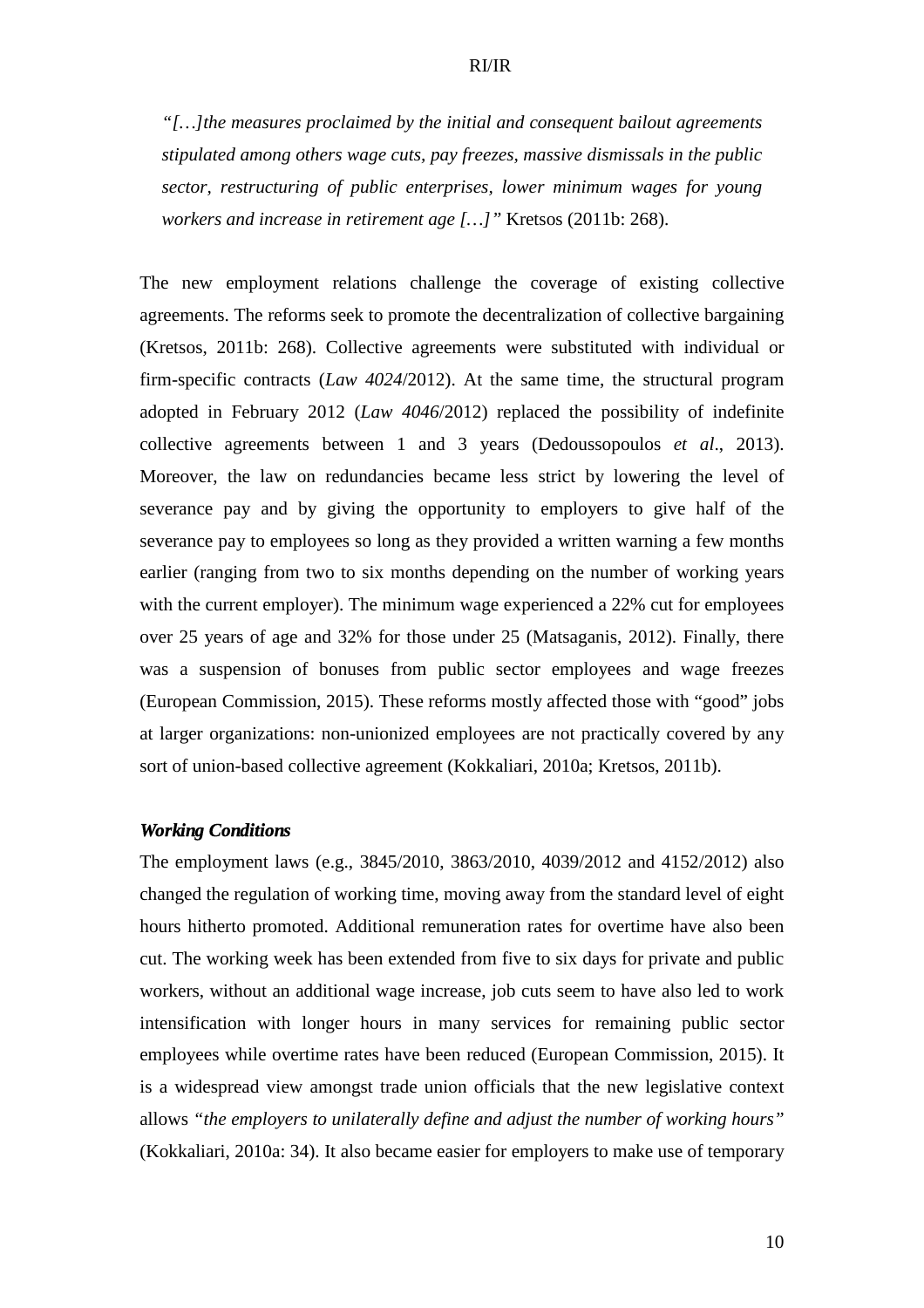> *"[…]the measures proclaimed by the initial and consequent bailout agreements stipulated among others wage cuts, pay freezes, massive dismissals in the public sector, restructuring of public enterprises, lower minimum wages for young workers and increase in retirement age […]"* Kretsos (2011b: 268).

The new employment relations challenge the coverage of existing collective agreements. The reforms seek to promote the decentralization of collective bargaining (Kretsos, 2011b: 268). Collective agreements were substituted with individual or firm-specific contracts (*Law 4024*/2012). At the same time, the structural program adopted in February 2012 (*Law 4046*/2012) replaced the possibility of indefinite collective agreements between 1 and 3 years (Dedoussopoulos *et al*., 2013). Moreover, the law on redundancies became less strict by lowering the level of severance pay and by giving the opportunity to employers to give half of the severance pay to employees so long as they provided a written warning a few months earlier (ranging from two to six months depending on the number of working years with the current employer). The minimum wage experienced a 22% cut for employees over 25 years of age and 32% for those under 25 (Matsaganis, 2012). Finally, there was a suspension of bonuses from public sector employees and wage freezes (European Commission, 2015). These reforms mostly affected those with "good" jobs at larger organizations: non-unionized employees are not practically covered by any sort of union-based collective agreement (Kokkaliari, 2010a; Kretsos, 2011b).

### *Working Conditions*

The employment laws (e.g., 3845/2010, 3863/2010, 4039/2012 and 4152/2012) also changed the regulation of working time, moving away from the standard level of eight hours hitherto promoted. Additional remuneration rates for overtime have also been cut. The working week has been extended from five to six days for private and public workers, without an additional wage increase, job cuts seem to have also led to work intensification with longer hours in many services for remaining public sector employees while overtime rates have been reduced (European Commission, 2015). It is a widespread view amongst trade union officials that the new legislative context allows *"the employers to unilaterally define and adjust the number of working hours"* (Kokkaliari, 2010a: 34). It also became easier for employers to make use of temporary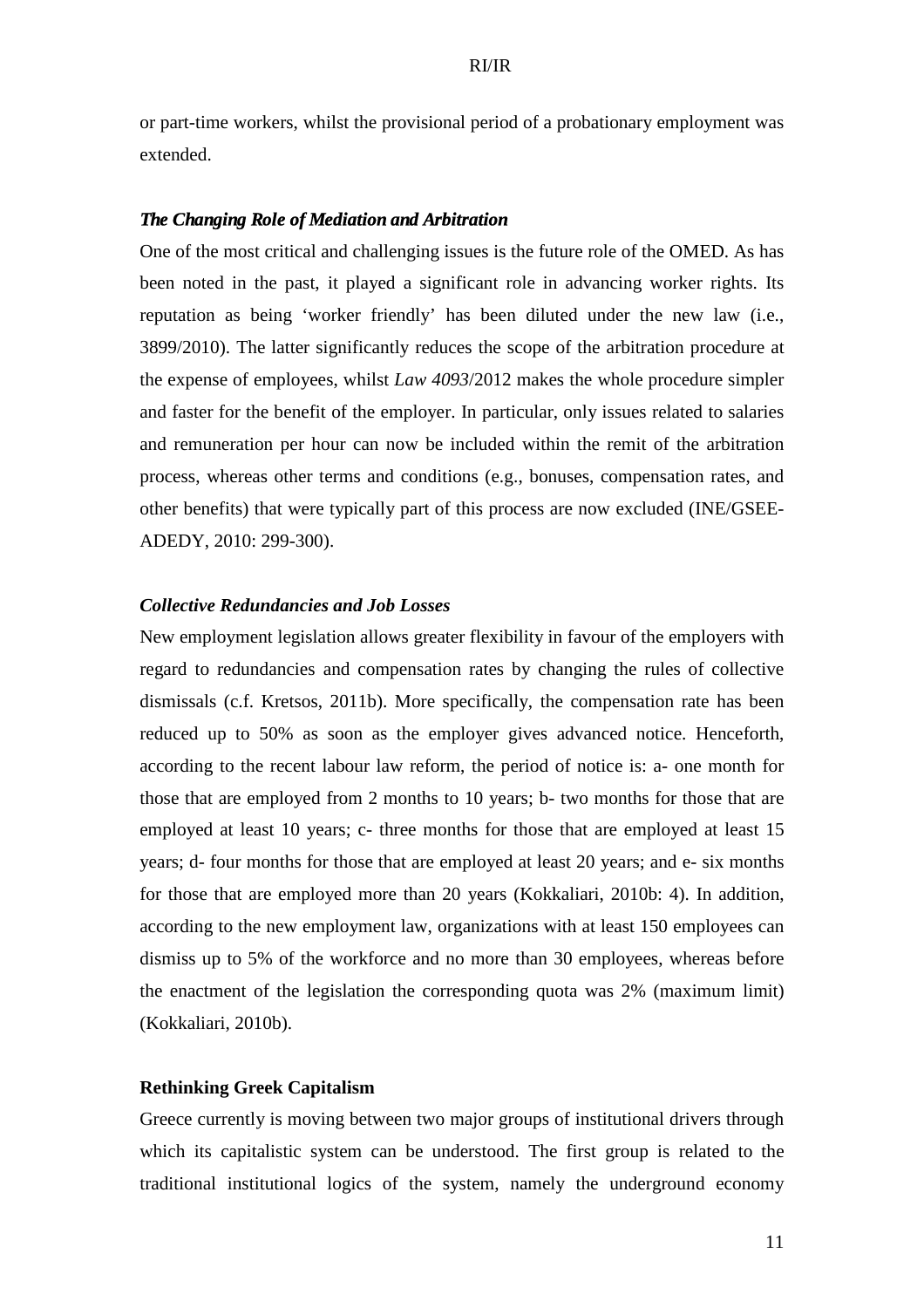or part-time workers, whilst the provisional period of a probationary employment was extended.

### *The Changing Role of Mediation and Arbitration*

One of the most critical and challenging issues is the future role of the OMED. As has been noted in the past, it played a significant role in advancing worker rights. Its reputation as being 'worker friendly' has been diluted under the new law (i.e., 3899/2010). The latter significantly reduces the scope of the arbitration procedure at the expense of employees, whilst *Law 4093*/2012 makes the whole procedure simpler and faster for the benefit of the employer. In particular, only issues related to salaries and remuneration per hour can now be included within the remit of the arbitration process, whereas other terms and conditions (e.g., bonuses, compensation rates, and other benefits) that were typically part of this process are now excluded (INE/GSEE-ADEDY, 2010: 299-300).

### *Collective Redundancies and Job Losses*

New employment legislation allows greater flexibility in favour of the employers with regard to redundancies and compensation rates by changing the rules of collective dismissals (c.f. Kretsos, 2011b). More specifically, the compensation rate has been reduced up to 50% as soon as the employer gives advanced notice. Henceforth, according to the recent labour law reform, the period of notice is: a- one month for those that are employed from 2 months to 10 years; b- two months for those that are employed at least 10 years; c- three months for those that are employed at least 15 years; d- four months for those that are employed at least 20 years; and e- six months for those that are employed more than 20 years (Kokkaliari, 2010b: 4). In addition, according to the new employment law, organizations with at least 150 employees can dismiss up to 5% of the workforce and no more than 30 employees, whereas before the enactment of the legislation the corresponding quota was 2% (maximum limit) (Kokkaliari, 2010b).

## **Rethinking Greek Capitalism**

Greece currently is moving between two major groups of institutional drivers through which its capitalistic system can be understood. The first group is related to the traditional institutional logics of the system, namely the underground economy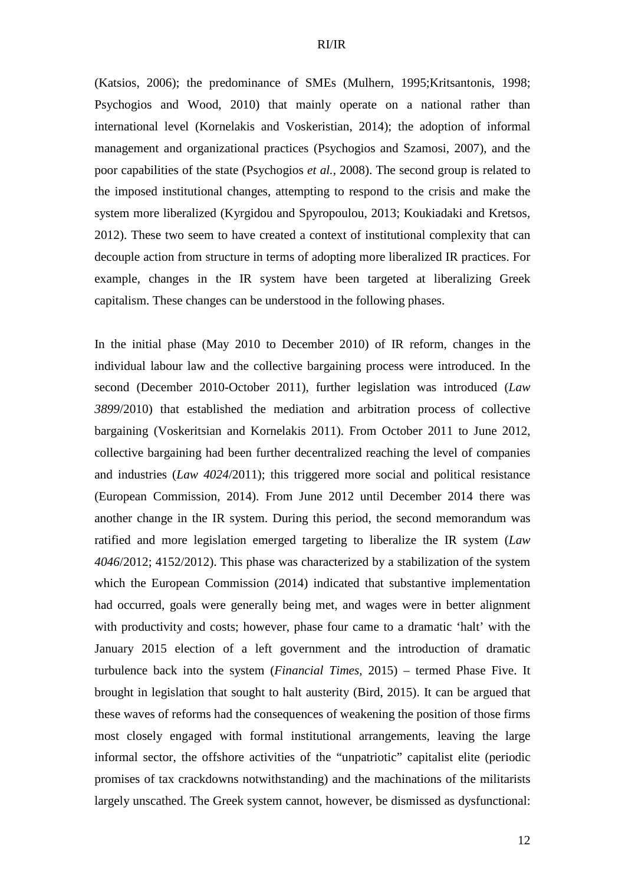(Katsios, 2006); the predominance of SMEs (Mulhern, 1995;Kritsantonis, 1998; Psychogios and Wood, 2010) that mainly operate on a national rather than international level (Kornelakis and Voskeristian, 2014); the adoption of informal management and organizational practices (Psychogios and Szamosi, 2007), and the poor capabilities of the state (Psychogios *et al.*, 2008). The second group is related to the imposed institutional changes, attempting to respond to the crisis and make the system more liberalized (Kyrgidou and Spyropoulou, 2013; Koukiadaki and Kretsos, 2012). These two seem to have created a context of institutional complexity that can decouple action from structure in terms of adopting more liberalized IR practices. For example, changes in the IR system have been targeted at liberalizing Greek capitalism. These changes can be understood in the following phases.

In the initial phase (May 2010 to December 2010) of IR reform, changes in the individual labour law and the collective bargaining process were introduced. In the second (December 2010-October 2011), further legislation was introduced (*Law 3899*/2010) that established the mediation and arbitration process of collective bargaining (Voskeritsian and Kornelakis 2011). From October 2011 to June 2012, collective bargaining had been further decentralized reaching the level of companies and industries (*Law 4024*/2011); this triggered more social and political resistance (European Commission, 2014). From June 2012 until December 2014 there was another change in the IR system. During this period, the second memorandum was ratified and more legislation emerged targeting to liberalize the IR system (*Law 4046*/2012; 4152/2012). This phase was characterized by a stabilization of the system which the European Commission (2014) indicated that substantive implementation had occurred, goals were generally being met, and wages were in better alignment with productivity and costs; however, phase four came to a dramatic 'halt' with the January 2015 election of a left government and the introduction of dramatic turbulence back into the system (*Financial Times*, 2015) – termed Phase Five. It brought in legislation that sought to halt austerity (Bird, 2015). It can be argued that these waves of reforms had the consequences of weakening the position of those firms most closely engaged with formal institutional arrangements, leaving the large informal sector, the offshore activities of the "unpatriotic" capitalist elite (periodic promises of tax crackdowns notwithstanding) and the machinations of the militarists largely unscathed. The Greek system cannot, however, be dismissed as dysfunctional: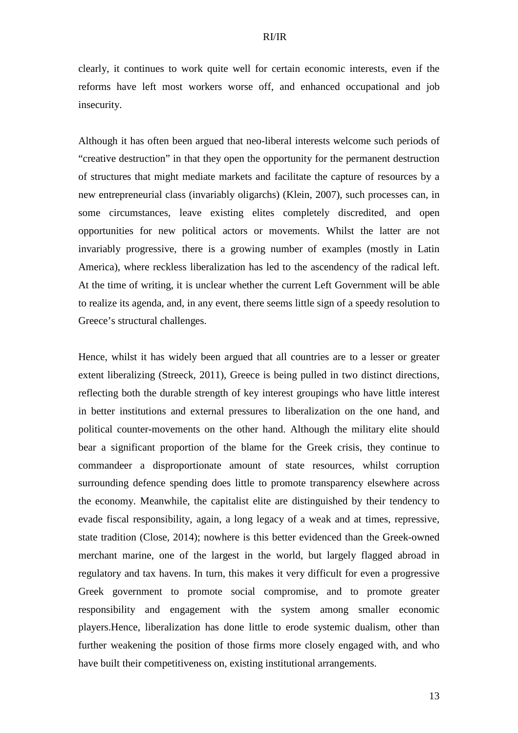clearly, it continues to work quite well for certain economic interests, even if the reforms have left most workers worse off, and enhanced occupational and job insecurity.

Although it has often been argued that neo-liberal interests welcome such periods of “creative destruction” in that they open the opportunity for the permanent destruction of structures that might mediate markets and facilitate the capture of resources by a new entrepreneurial class (invariably oligarchs) (Klein, 2007), such processes can, in some circumstances, leave existing elites completely discredited, and open opportunities for new political actors or movements. Whilst the latter are not invariably progressive, there is a growing number of examples (mostly in Latin America), where reckless liberalization has led to the ascendency of the radical left. At the time of writing, it is unclear whether the current Left Government will be able to realize its agenda, and, in any event, there seems little sign of a speedy resolution to Greece’s structural challenges.

Hence, whilst it has widely been argued that all countries are to a lesser or greater extent liberalizing (Streeck, 2011), Greece is being pulled in two distinct directions, reflecting both the durable strength of key interest groupings who have little interest in better institutions and external pressures to liberalization on the one hand, and political counter-movements on the other hand. Although the military elite should bear a significant proportion of the blame for the Greek crisis, they continue to commandeer a disproportionate amount of state resources, whilst corruption surrounding defence spending does little to promote transparency elsewhere across the economy. Meanwhile, the capitalist elite are distinguished by their tendency to evade fiscal responsibility, again, a long legacy of a weak and at times, repressive, state tradition (Close, 2014); nowhere is this better evidenced than the Greek-owned merchant marine, one of the largest in the world, but largely flagged abroad in regulatory and tax havens. In turn, this makes it very difficult for even a progressive Greek government to promote social compromise, and to promote greater responsibility and engagement with the system among smaller economic players.Hence, liberalization has done little to erode systemic dualism, other than further weakening the position of those firms more closely engaged with, and who have built their competitiveness on, existing institutional arrangements.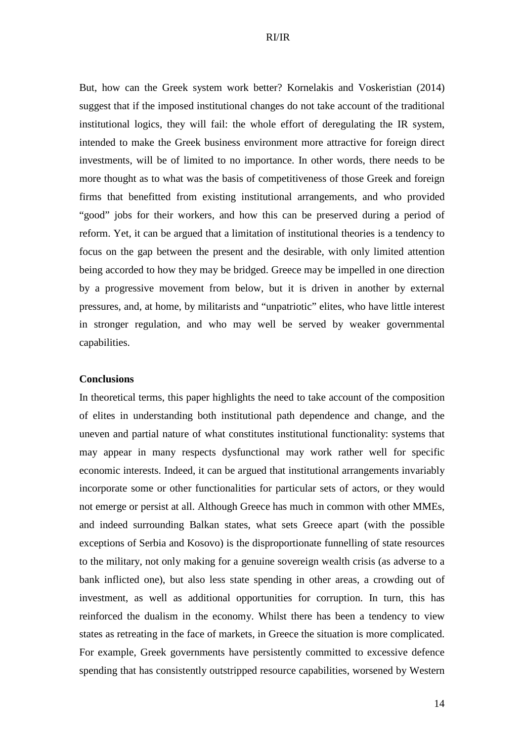But, how can the Greek system work better? Kornelakis and Voskeristian (2014) suggest that if the imposed institutional changes do not take account of the traditional institutional logics, they will fail: the whole effort of deregulating the IR system, intended to make the Greek business environment more attractive for foreign direct investments, will be of limited to no importance. In other words, there needs to be more thought as to what was the basis of competitiveness of those Greek and foreign firms that benefitted from existing institutional arrangements, and who provided "good" jobs for their workers, and how this can be preserved during a period of reform. Yet, it can be argued that a limitation of institutional theories is a tendency to focus on the gap between the present and the desirable, with only limited attention being accorded to how they may be bridged. Greece may be impelled in one direction by a progressive movement from below, but it is driven in another by external pressures, and, at home, by militarists and "unpatriotic" elites, who have little interest in stronger regulation, and who may well be served by weaker governmental capabilities.

**Conclusions**

In theoretical terms, this paper highlights the need to take account of the composition of elites in understanding both institutional path dependence and change, and the uneven and partial nature of what constitutes institutional functionality: systems that may appear in many respects dysfunctional may work rather well for specific economic interests. Indeed, it can be argued that institutional arrangements invariably incorporate some or other functionalities for particular sets of actors, or they would not emerge or persist at all. Although Greece has much in common with other MMEs, and indeed surrounding Balkan states, what sets Greece apart (with the possible exceptions of Serbia and Kosovo) is the disproportionate funnelling of state resources to the military, not only making for a genuine sovereign wealth crisis (as adverse to a bank inflicted one), but also less state spending in other areas, a crowding out of investment, as well as additional opportunities for corruption. In turn, this has reinforced the dualism in the economy. Whilst there has been a tendency to view states as retreating in the face of markets, in Greece the situation is more complicated. For example, Greek governments have persistently committed to excessive defence spending that has consistently outstripped resource capabilities, worsened by Western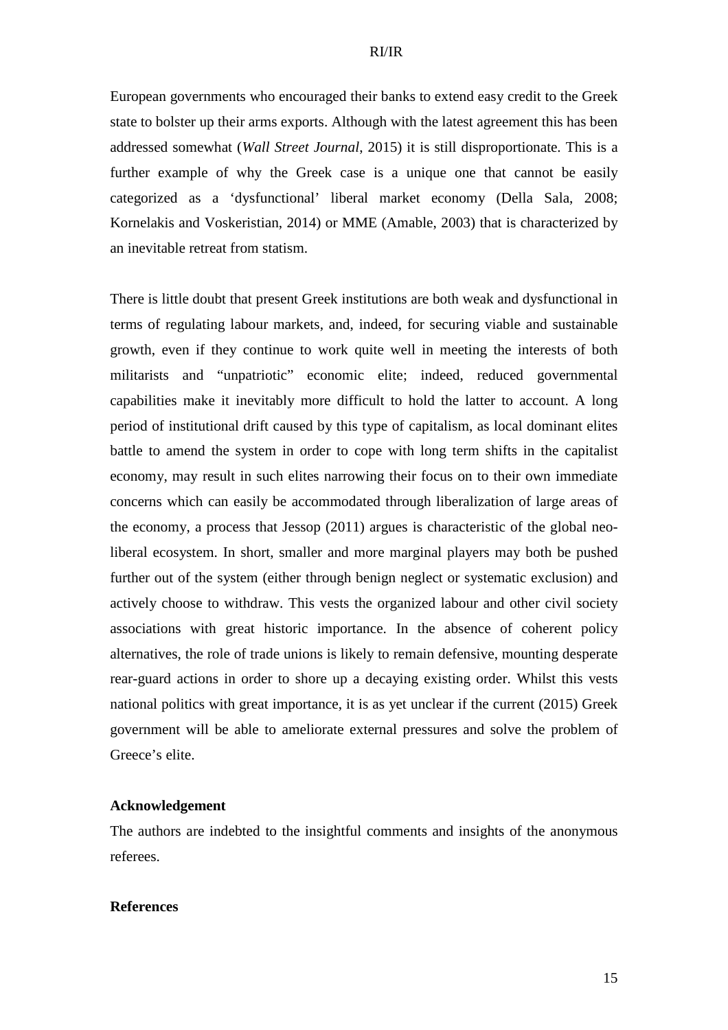European governments who encouraged their banks to extend easy credit to the Greek state to bolster up their arms exports. Although with the latest agreement this has been addressed somewhat (*Wall Street Journal*, 2015) it is still disproportionate. This is a further example of why the Greek case is a unique one that cannot be easily categorized as a 'dysfunctional' liberal market economy (Della Sala, 2008; Kornelakis and Voskeristian, 2014) or MME (Amable, 2003) that is characterized by an inevitable retreat from statism.

There is little doubt that present Greek institutions are both weak and dysfunctional in terms of regulating labour markets, and, indeed, for securing viable and sustainable growth, even if they continue to work quite well in meeting the interests of both militarists and "unpatriotic" economic elite; indeed, reduced governmental capabilities make it inevitably more difficult to hold the latter to account. A long period of institutional drift caused by this type of capitalism, as local dominant elites battle to amend the system in order to cope with long term shifts in the capitalist economy, may result in such elites narrowing their focus on to their own immediate concerns which can easily be accommodated through liberalization of large areas of the economy, a process that Jessop (2011) argues is characteristic of the global neo-liberal ecosystem. In short, smaller and more marginal players may both be pushed further out of the system (either through benign neglect or systematic exclusion) and actively choose to withdraw. This vests the organized labour and other civil society associations with great historic importance. In the absence of coherent policy alternatives, the role of trade unions is likely to remain defensive, mounting desperate rear-guard actions in order to shore up a decaying existing order. Whilst this vests national politics with great importance, it is as yet unclear if the current (2015) Greek government will be able to ameliorate external pressures and solve the problem of Greece's elite.

## Acknowledgement

The authors are indebted to the insightful comments and insights of the anonymous referees.

## References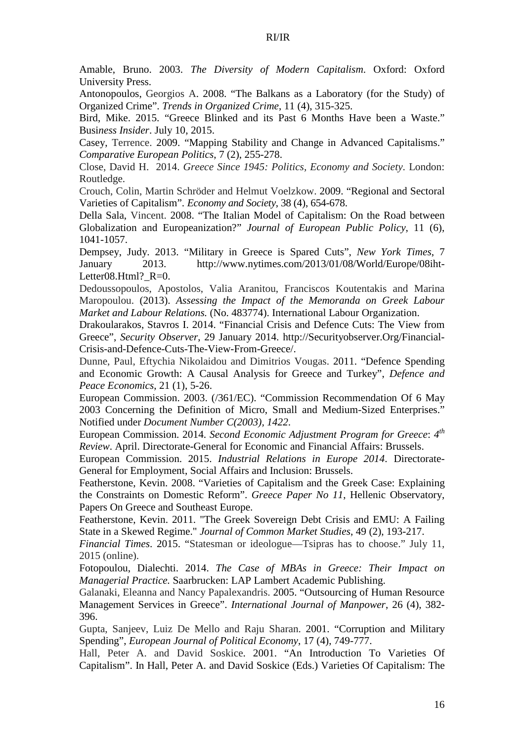Amable, Bruno. 2003. *The Diversity of Modern Capitalism*. Oxford: Oxford University Press.

Antonopoulos, Georgios A. 2008. "The Balkans as a Laboratory (for the Study) of Organized Crime". *Trends in Organized Crime*, 11 (4), 315-325.

Bird, Mike. 2015. "Greece Blinked and its Past 6 Months Have been a Waste." Bus*iness Insider*. July 10, 2015.

Casey, Terrence. 2009. "Mapping Stability and Change in Advanced Capitalisms." *Comparative European Politics*, 7 (2), 255-278.

Close, David H. 2014. *Greece Since 1945: Politics, Economy and Society*. London: Routledge.

Crouch, Colin, Martin Schröder and Helmut Voelzkow. 2009. "Regional and Sectoral Varieties of Capitalism". *Economy and Society*, 38 (4), 654-678.

Della Sala, Vincent. 2008. "The Italian Model of Capitalism: On the Road between Globalization and Europeanization?" *Journal of European Public Policy*, 11 (6), 1041-1057.

Dempsey, Judy. 2013. "Military in Greece is Spared Cuts", *New York Times*, 7 January 2013. http://www.nytimes.com/2013/01/08/World/Europe/08iht-Letter08.Html?_R=0.

Dedoussopoulos, Apostolos, Valia Aranitou, Franciscos Koutentakis and Marina Maropoulou. (2013). *Assessing the Impact of the Memoranda on Greek Labour Market and Labour Relations.* (No. 483774). International Labour Organization.

Drakoularakos, Stavros I. 2014. "Financial Crisis and Defence Cuts: The View from Greece", *Security Observer*, 29 January 2014. http://Securityobserver.Org/Financial-Crisis-and-Defence-Cuts-The-View-From-Greece/.

Dunne, Paul, Eftychia Nikolaidou and Dimitrios Vougas. 2011. "Defence Spending and Economic Growth: A Causal Analysis for Greece and Turkey", *Defence and Peace Economics*, 21 (1), 5-26.

European Commission. 2003. (/361/EC). "Commission Recommendation Of 6 May 2003 Concerning the Definition of Micro, Small and Medium-Sized Enterprises." Notified under *Document Number C(2003), 1422*.

European Commission. 2014. *Second Economic Adjustment Program for Greece*: *4th Review*. April. Directorate-General for Economic and Financial Affairs: Brussels.

European Commission. 2015. *Industrial Relations in Europe 2014*. Directorate-General for Employment, Social Affairs and Inclusion: Brussels.

Featherstone, Kevin. 2008. "Varieties of Capitalism and the Greek Case: Explaining the Constraints on Domestic Reform". *Greece Paper No 11*, Hellenic Observatory, Papers On Greece and Southeast Europe.

Featherstone, Kevin. 2011. "The Greek Sovereign Debt Crisis and EMU: A Failing State in a Skewed Regime." *Journal of Common Market Studies*, 49 (2), 193-217.

*Financial Times*. 2015. "Statesman or ideologue—Tsipras has to choose." July 11, 2015 (online).

Fotopoulou, Dialechti. 2014. *The Case of MBAs in Greece: Their Impact on Managerial Practice.* Saarbrucken: LAP Lambert Academic Publishing.

Galanaki, Eleanna and Nancy Papalexandris. 2005. "Outsourcing of Human Resource Management Services in Greece". *International Journal of Manpower*, 26 (4), 382-396.

Gupta, Sanjeev, Luiz De Mello and Raju Sharan. 2001. "Corruption and Military Spending", *European Journal of Political Economy*, 17 (4), 749-777.

Hall, Peter A. and David Soskice. 2001. "An Introduction To Varieties Of Capitalism". In Hall, Peter A. and David Soskice (Eds.) Varieties Of Capitalism: The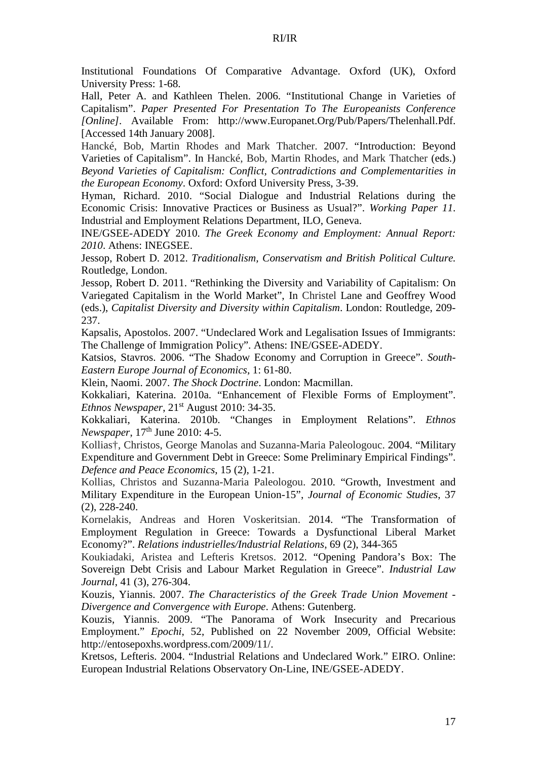Institutional Foundations Of Comparative Advantage. Oxford (UK), Oxford University Press: 1-68.

Hall, Peter A. and Kathleen Thelen. 2006. "Institutional Change in Varieties of Capitalism". *Paper Presented For Presentation To The Europeanists Conference [Online]*. Available From: http://www.Europanet.Org/Pub/Papers/Thelenhall.Pdf. [Accessed 14th January 2008].

Hancké, Bob, Martin Rhodes and Mark Thatcher. 2007. "Introduction: Beyond Varieties of Capitalism". In Hancké, Bob, Martin Rhodes, and Mark Thatcher (eds.) *Beyond Varieties of Capitalism: Conflict, Contradictions and Complementarities in the European Economy*. Oxford: Oxford University Press, 3-39.

Hyman, Richard. 2010. "Social Dialogue and Industrial Relations during the Economic Crisis: Innovative Practices or Business as Usual?". *Working Paper 11*. Industrial and Employment Relations Department, ILO, Geneva.

INE/GSEE-ADEDY 2010. *The Greek Economy and Employment: Annual Report: 2010*. Athens: INEGSEE.

Jessop, Robert D. 2012. *Traditionalism, Conservatism and British Political Culture.* Routledge, London.

Jessop, Robert D. 2011. "Rethinking the Diversity and Variability of Capitalism: On Variegated Capitalism in the World Market", In Christel Lane and Geoffrey Wood (eds.), *Capitalist Diversity and Diversity within Capitalism*. London: Routledge, 209-237.

Kapsalis, Apostolos. 2007. "Undeclared Work and Legalisation Issues of Immigrants: The Challenge of Immigration Policy". Athens: INE/GSEE-ADEDY.

Katsios, Stavros. 2006. "The Shadow Economy and Corruption in Greece". *South-Eastern Europe Journal of Economics*, 1: 61-80.

Klein, Naomi. 2007. *The Shock Doctrine*. London: Macmillan.

Kokkaliari, Katerina. 2010a. "Enhancement of Flexible Forms of Employment". *Ethnos Newspaper*, 21st August 2010: 34-35.

Kokkaliari, Katerina. 2010b. "Changes in Employment Relations". *Ethnos Newspaper*, 17th June 2010: 4-5.

Kollias†, Christos, George Manolas and Suzanna-Maria Paleologouc. 2004. "Military Expenditure and Government Debt in Greece: Some Preliminary Empirical Findings". *Defence and Peace Economics*, 15 (2), 1-21.

Kollias, Christos and Suzanna-Maria Paleologou. 2010. "Growth, Investment and Military Expenditure in the European Union-15", *Journal of Economic Studies*, 37 (2), 228-240.

Kornelakis, Andreas and Horen Voskeritsian. 2014. "The Transformation of Employment Regulation in Greece: Towards a Dysfunctional Liberal Market Economy?". *Relations industrielles/Industrial Relations*, 69 (2), 344-365

Koukiadaki, Aristea and Lefteris Kretsos. 2012. "Opening Pandora's Box: The Sovereign Debt Crisis and Labour Market Regulation in Greece". *Industrial Law Journal*, 41 (3), 276-304.

Kouzis, Yiannis. 2007. *The Characteristics of the Greek Trade Union Movement - Divergence and Convergence with Europe*. Athens: Gutenberg.

Kouzis, Yiannis. 2009. "The Panorama of Work Insecurity and Precarious Employment." *Epochi*, 52, Published on 22 November 2009, Official Website: http://entosepoxhs.wordpress.com/2009/11/.

Kretsos, Lefteris. 2004. "Industrial Relations and Undeclared Work." EIRO. Online: European Industrial Relations Observatory On-Line, INE/GSEE-ADEDY.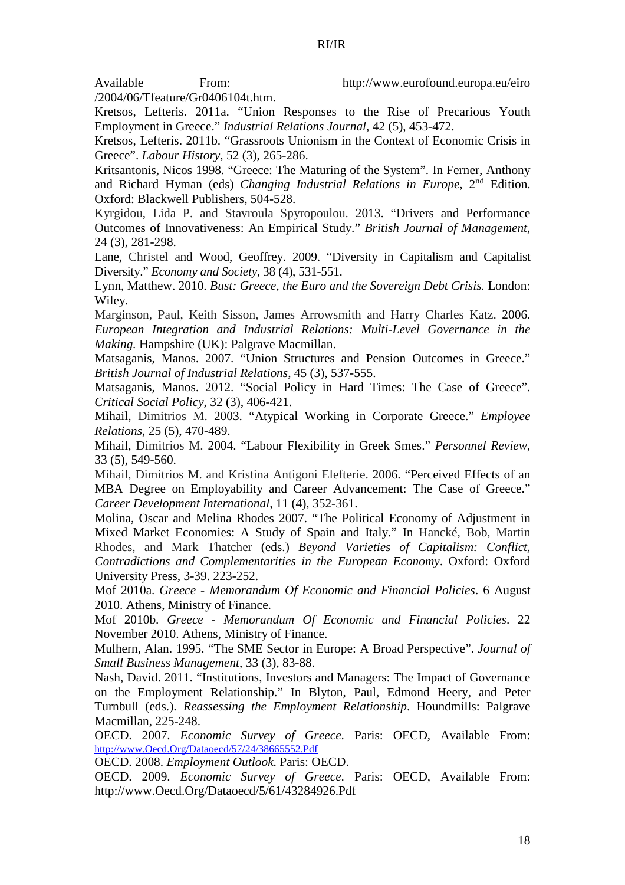Available From: http://www.eurofound.europa.eu/eiro/2004/06/Tfeature/Gr0406104t.htm.

Kretsos, Lefteris. 2011a. "Union Responses to the Rise of Precarious Youth Employment in Greece." *Industrial Relations Journal*, 42 (5), 453-472.

Kretsos, Lefteris. 2011b. "Grassroots Unionism in the Context of Economic Crisis in Greece". *Labour History*, 52 (3), 265-286.

Kritsantonis, Nicos 1998. "Greece: The Maturing of the System". In Ferner, Anthony and Richard Hyman (eds) *Changing Industrial Relations in Europe*, 2nd Edition. Oxford: Blackwell Publishers, 504-528.

Kyrgidou, Lida P. and Stavroula Spyropoulou. 2013. "Drivers and Performance Outcomes of Innovativeness: An Empirical Study." *British Journal of Management*, 24 (3), 281-298.

Lane, Christel and Wood, Geoffrey. 2009. "Diversity in Capitalism and Capitalist Diversity." *Economy and Society*, 38 (4), 531-551.

Lynn, Matthew. 2010. *Bust: Greece, the Euro and the Sovereign Debt Crisis.* London: Wiley.

Marginson, Paul, Keith Sisson, James Arrowsmith and Harry Charles Katz. 2006. *European Integration and Industrial Relations: Multi-Level Governance in the Making*. Hampshire (UK): Palgrave Macmillan.

Matsaganis, Manos. 2007. "Union Structures and Pension Outcomes in Greece." *British Journal of Industrial Relations*, 45 (3), 537-555.

Matsaganis, Manos. 2012. "Social Policy in Hard Times: The Case of Greece". *Critical Social Policy*, 32 (3), 406-421.

Mihail, Dimitrios M. 2003. "Atypical Working in Corporate Greece." *Employee Relations*, 25 (5), 470-489.

Mihail, Dimitrios M. 2004. "Labour Flexibility in Greek Smes." *Personnel Review*, 33 (5), 549-560.

Mihail, Dimitrios M. and Kristina Antigoni Elefterie. 2006. "Perceived Effects of an MBA Degree on Employability and Career Advancement: The Case of Greece." *Career Development International*, 11 (4), 352-361.

Molina, Oscar and Melina Rhodes 2007. "The Political Economy of Adjustment in Mixed Market Economies: A Study of Spain and Italy." In Hancké, Bob, Martin Rhodes, and Mark Thatcher (eds.) *Beyond Varieties of Capitalism: Conflict, Contradictions and Complementarities in the European Economy*. Oxford: Oxford University Press, 3-39. 223-252.

Mof 2010a. *Greece - Memorandum Of Economic and Financial Policies*. 6 August 2010. Athens, Ministry of Finance.

Mof 2010b. *Greece - Memorandum Of Economic and Financial Policies*. 22 November 2010. Athens, Ministry of Finance.

Mulhern, Alan. 1995. "The SME Sector in Europe: A Broad Perspective". *Journal of Small Business Management*, 33 (3), 83-88.

Nash, David. 2011. "Institutions, Investors and Managers: The Impact of Governance on the Employment Relationship." In Blyton, Paul, Edmond Heery, and Peter Turnbull (eds.). *Reassessing the Employment Relationship*. Houndmills: Palgrave Macmillan, 225-248.

OECD. 2007. *Economic Survey of Greece*. Paris: OECD, Available From: http://www.Oecd.Org/Dataoecd/57/24/38665552.Pdf

OECD. 2008. *Employment Outlook*. Paris: OECD.

OECD. 2009. *Economic Survey of Greece*. Paris: OECD, Available From: http://www.Oecd.Org/Dataoecd/5/61/43284926.Pdf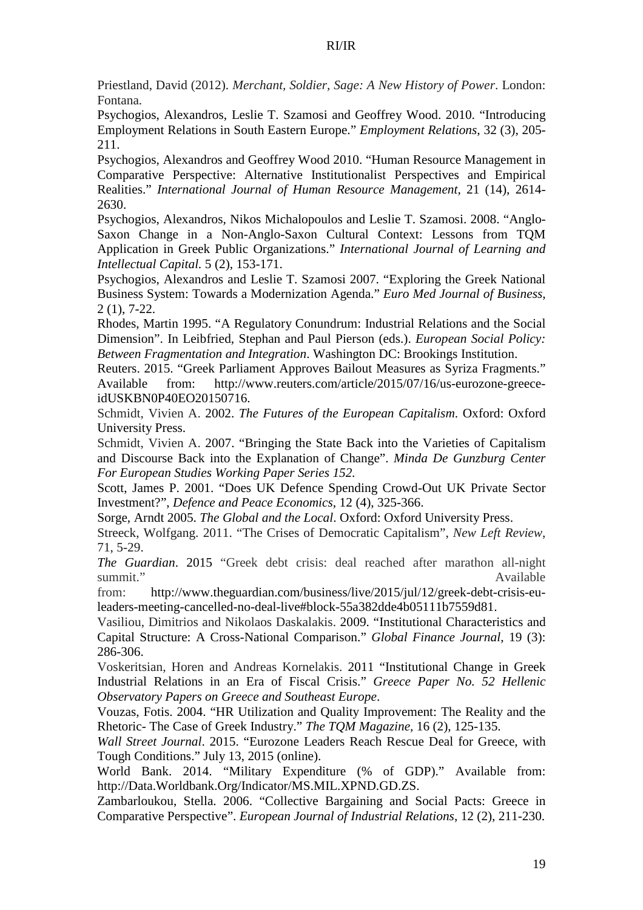Priestland, David (2012). *Merchant, Soldier, Sage: A New History of Power*. London: Fontana.

Psychogios, Alexandros, Leslie T. Szamosi and Geoffrey Wood. 2010. "Introducing Employment Relations in South Eastern Europe." *Employment Relations*, 32 (3), 205-211.

Psychogios, Alexandros and Geoffrey Wood 2010. "Human Resource Management in Comparative Perspective: Alternative Institutionalist Perspectives and Empirical Realities." *International Journal of Human Resource Management*, 21 (14), 2614-2630.

Psychogios, Alexandros, Nikos Michalopoulos and Leslie T. Szamosi. 2008. "Anglo-Saxon Change in a Non-Anglo-Saxon Cultural Context: Lessons from TQM Application in Greek Public Organizations." *International Journal of Learning and Intellectual Capital*. 5 (2), 153-171.

Psychogios, Alexandros and Leslie T. Szamosi 2007. "Exploring the Greek National Business System: Towards a Modernization Agenda." *Euro Med Journal of Business*, 2 (1), 7-22.

Rhodes, Martin 1995. "A Regulatory Conundrum: Industrial Relations and the Social Dimension". In Leibfried, Stephan and Paul Pierson (eds.). *European Social Policy: Between Fragmentation and Integration*. Washington DC: Brookings Institution.

Reuters. 2015. "Greek Parliament Approves Bailout Measures as Syriza Fragments." Available from: http://www.reuters.com/article/2015/07/16/us-eurozone-greece-idUSKBN0P40EO20150716.

Schmidt, Vivien A. 2002. *The Futures of the European Capitalism*. Oxford: Oxford University Press.

Schmidt, Vivien A. 2007. "Bringing the State Back into the Varieties of Capitalism and Discourse Back into the Explanation of Change". *Minda De Gunzburg Center For European Studies Working Paper Series 152*.

Scott, James P. 2001. "Does UK Defence Spending Crowd-Out UK Private Sector Investment?", *Defence and Peace Economics*, 12 (4), 325-366.

Sorge, Arndt 2005. *The Global and the Local*. Oxford: Oxford University Press.

Streeck, Wolfgang. 2011. "The Crises of Democratic Capitalism", *New Left Review*, 71, 5-29.

*The Guardian*. 2015 "Greek debt crisis: deal reached after marathon all-night summit." Available from: http://www.theguardian.com/business/live/2015/jul/12/greek-debt-crisis-eu-leaders-meeting-cancelled-no-deal-live#block-55a382dde4b05111b7559d81.

Vasiliou, Dimitrios and Nikolaos Daskalakis. 2009. "Institutional Characteristics and Capital Structure: A Cross-National Comparison." *Global Finance Journal*, 19 (3): 286-306.

Voskeritsian, Horen and Andreas Kornelakis. 2011 "Institutional Change in Greek Industrial Relations in an Era of Fiscal Crisis." *Greece Paper No. 52 Hellenic Observatory Papers on Greece and Southeast Europe*.

Vouzas, Fotis. 2004. "HR Utilization and Quality Improvement: The Reality and the Rhetoric- The Case of Greek Industry." *The TQM Magazine*, 16 (2), 125-135.

*Wall Street Journal*. 2015. "Eurozone Leaders Reach Rescue Deal for Greece, with Tough Conditions." July 13, 2015 (online).

World Bank. 2014. "Military Expenditure (% of GDP)." Available from: http://Data.Worldbank.Org/Indicator/MS.MIL.XPND.GD.ZS.

Zambarloukou, Stella. 2006. "Collective Bargaining and Social Pacts: Greece in Comparative Perspective". *European Journal of Industrial Relations*, 12 (2), 211-230.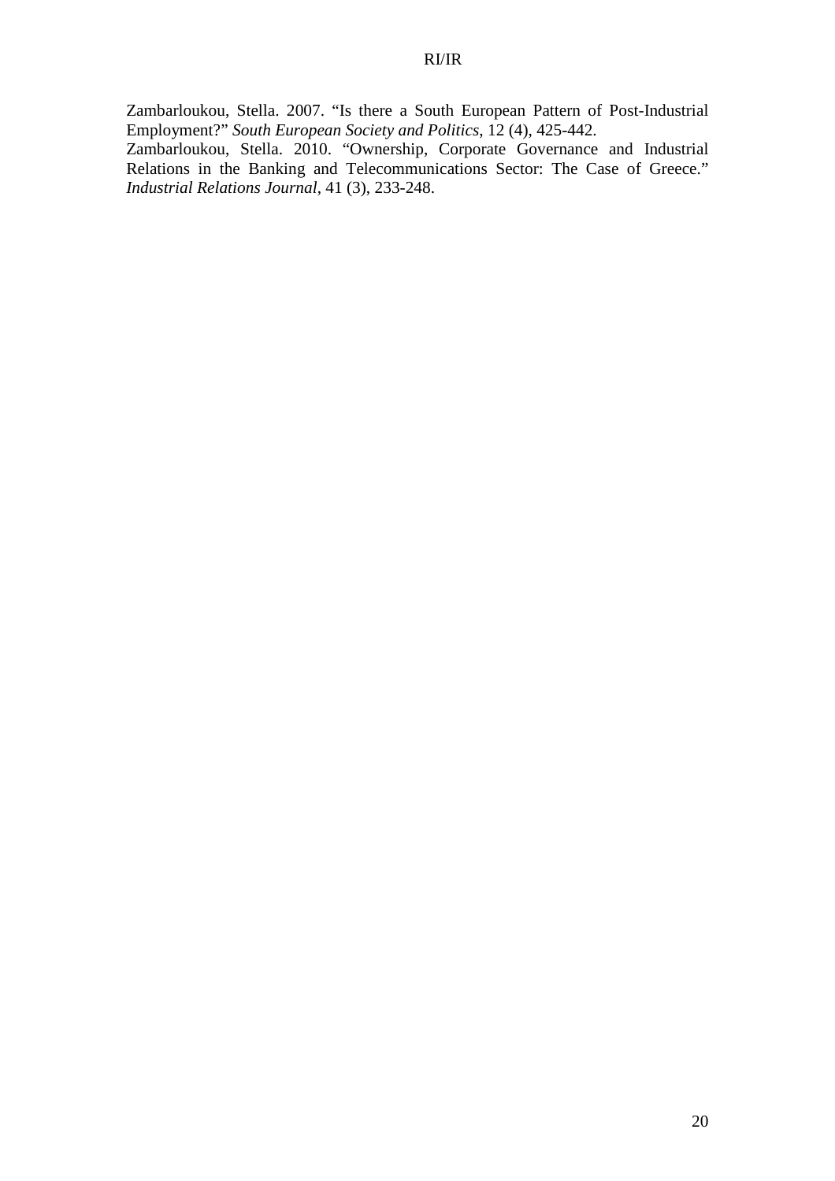Zambarloukou, Stella. 2007. "Is there a South European Pattern of Post-Industrial Employment?" *South European Society and Politics*, 12 (4), 425-442.

Zambarloukou, Stella. 2010. "Ownership, Corporate Governance and Industrial Relations in the Banking and Telecommunications Sector: The Case of Greece." *Industrial Relations Journal*, 41 (3), 233-248.